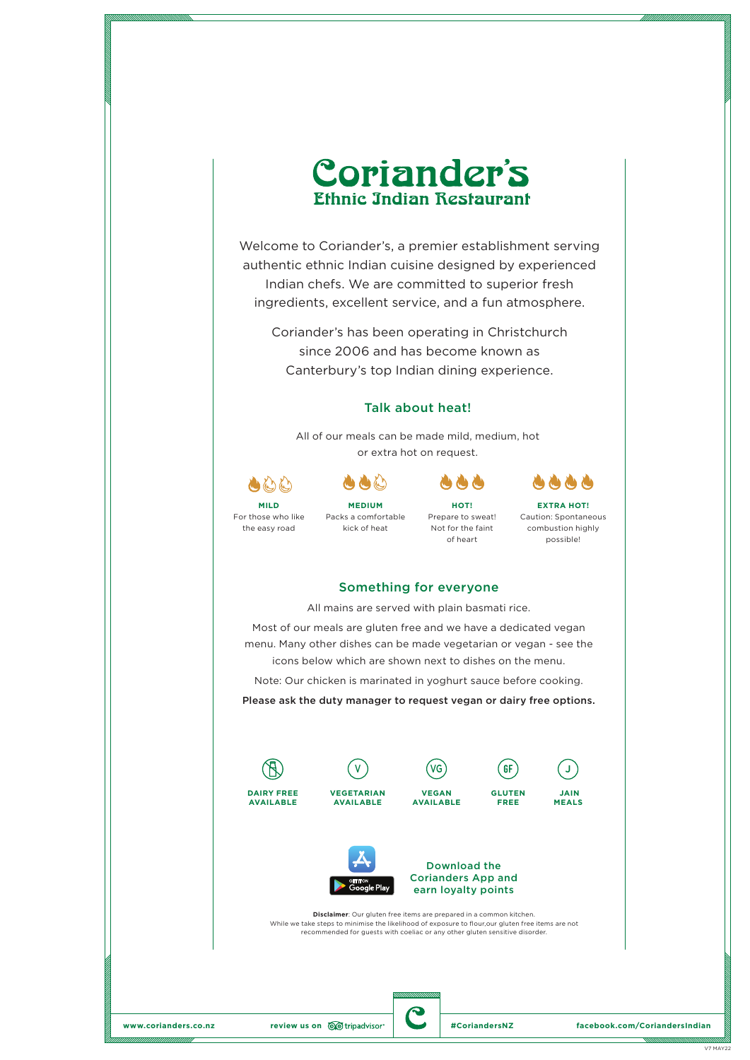# Coriander's

## Ethnic Indian Restaurant

Welcome to Coriander's, a premier establishment serving authentic ethnic Indian cuisine designed by experienced Indian chefs. We are committed to superior fresh ingredients, excellent service, and a fun atmosphere.

Coriander's has been operating in Christchurch since 2006 and has become known as Canterbury's top Indian dining experience.

### Talk about heat!

All of our meals can be made mild, medium, hot or extra hot on request.

**MILD**
For those who like the easy road

**MEDIUM**
Packs a comfortable kick of heat

**HOT!**
Prepare to sweat! Not for the faint of heart

**EXTRA HOT!**
Caution: Spontaneous combustion highly possible!

### Something for everyone

All mains are served with plain basmati rice.

Most of our meals are gluten free and we have a dedicated vegan menu. Many other dishes can be made vegetarian or vegan - see the icons below which are shown next to dishes on the menu.

Note: Our chicken is marinated in yoghurt sauce before cooking.

**Please ask the duty manager to request vegan or dairy free options.**

- **DAIRY FREE AVAILABLE**
- **V** – **VEGETARIAN AVAILABLE**
- **VG** – **VEGAN AVAILABLE**
- **GF** – **GLUTEN FREE**
- **J** – **JAIN MEALS**

Download the Corianders App and earn loyalty points

**Disclaimer**: Our gluten free items are prepared in a common kitchen. While we take steps to minimise the likelihood of exposure to flour,our gluten free items are not recommended for guests with coeliac or any other gluten sensitive disorder.

www.corianders.co.nz | review us on tripadvisor | #CoriandersNZ | facebook.com/CoriandersIndian

V7 MAY22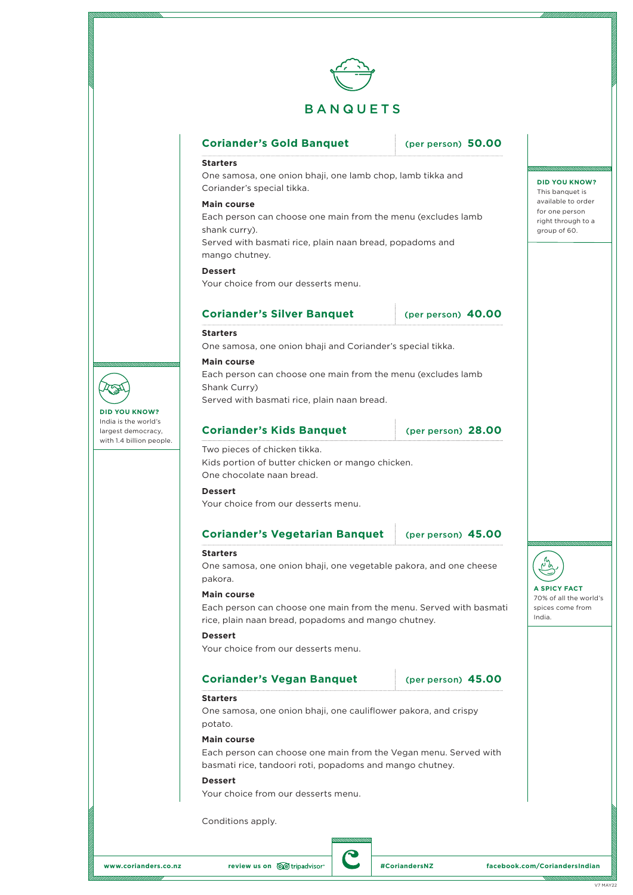# BANQUETS

## Coriander's Gold Banquet (per person) 50.00

**Starters**

One samosa, one onion bhaji, one lamb chop, lamb tikka and Coriander's special tikka.

**Main course**

Each person can choose one main from the menu (excludes lamb shank curry).
Served with basmati rice, plain naan bread, popadoms and mango chutney.

**Dessert**

Your choice from our desserts menu.

**DID YOU KNOW?**
This banquet is available to order for one person right through to a group of 60.

## Coriander's Silver Banquet (per person) 40.00

**Starters**

One samosa, one onion bhaji and Coriander's special tikka.

**Main course**

Each person can choose one main from the menu (excludes lamb Shank Curry)
Served with basmati rice, plain naan bread.

**DID YOU KNOW?**
India is the world's largest democracy, with 1.4 billion people.

## Coriander's Kids Banquet (per person) 28.00

Two pieces of chicken tikka.
Kids portion of butter chicken or mango chicken.
One chocolate naan bread.

**Dessert**

Your choice from our desserts menu.

## Coriander's Vegetarian Banquet (per person) 45.00

**Starters**

One samosa, one onion bhaji, one vegetable pakora, and one cheese pakora.

**Main course**

Each person can choose one main from the menu. Served with basmati rice, plain naan bread, popadoms and mango chutney.

**Dessert**

Your choice from our desserts menu.

**A SPICY FACT**
70% of all the world's spices come from India.

## Coriander's Vegan Banquet (per person) 45.00

**Starters**

One samosa, one onion bhaji, one cauliflower pakora, and crispy potato.

**Main course**

Each person can choose one main from the Vegan menu. Served with basmati rice, tandoori roti, popadoms and mango chutney.

**Dessert**

Your choice from our desserts menu.

Conditions apply.

www.corianders.co.nz | review us on tripadvisor | #CoriandersNZ | facebook.com/CoriandersIndian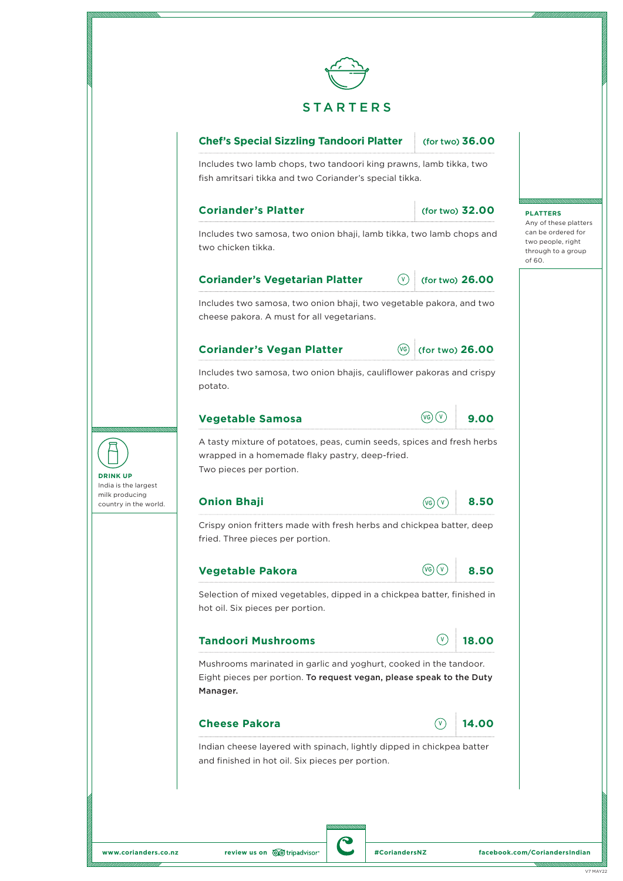# STARTERS

### Chef's Special Sizzling Tandoori Platter — (for two) 36.00

Includes two lamb chops, two tandoori king prawns, lamb tikka, two fish amritsari tikka and two Coriander's special tikka.

### Coriander's Platter — (for two) 32.00

Includes two samosa, two onion bhaji, lamb tikka, two lamb chops and two chicken tikka.

### Coriander's Vegetarian Platter (V) — (for two) 26.00

Includes two samosa, two onion bhaji, two vegetable pakora, and two cheese pakora. A must for all vegetarians.

### Coriander's Vegan Platter (VG) — (for two) 26.00

Includes two samosa, two onion bhajis, cauliflower pakoras and crispy potato.

**PLATTERS**
Any of these platters can be ordered for two people, right through to a group of 60.

### Vegetable Samosa (VG) (V) — 9.00

A tasty mixture of potatoes, peas, cumin seeds, spices and fresh herbs wrapped in a homemade flaky pastry, deep-fried.
Two pieces per portion.

**DRINK UP**
India is the largest milk producing country in the world.

### Onion Bhaji (VG) (V) — 8.50

Crispy onion fritters made with fresh herbs and chickpea batter, deep fried. Three pieces per portion.

### Vegetable Pakora (VG) (V) — 8.50

Selection of mixed vegetables, dipped in a chickpea batter, finished in hot oil. Six pieces per portion.

### Tandoori Mushrooms (V) — 18.00

Mushrooms marinated in garlic and yoghurt, cooked in the tandoor. Eight pieces per portion. **To request vegan, please speak to the Duty Manager.**

### Cheese Pakora (V) — 14.00

Indian cheese layered with spinach, lightly dipped in chickpea batter and finished in hot oil. Six pieces per portion.

www.corianders.co.nz | review us on tripadvisor | #CoriandersNZ | facebook.com/CoriandersIndian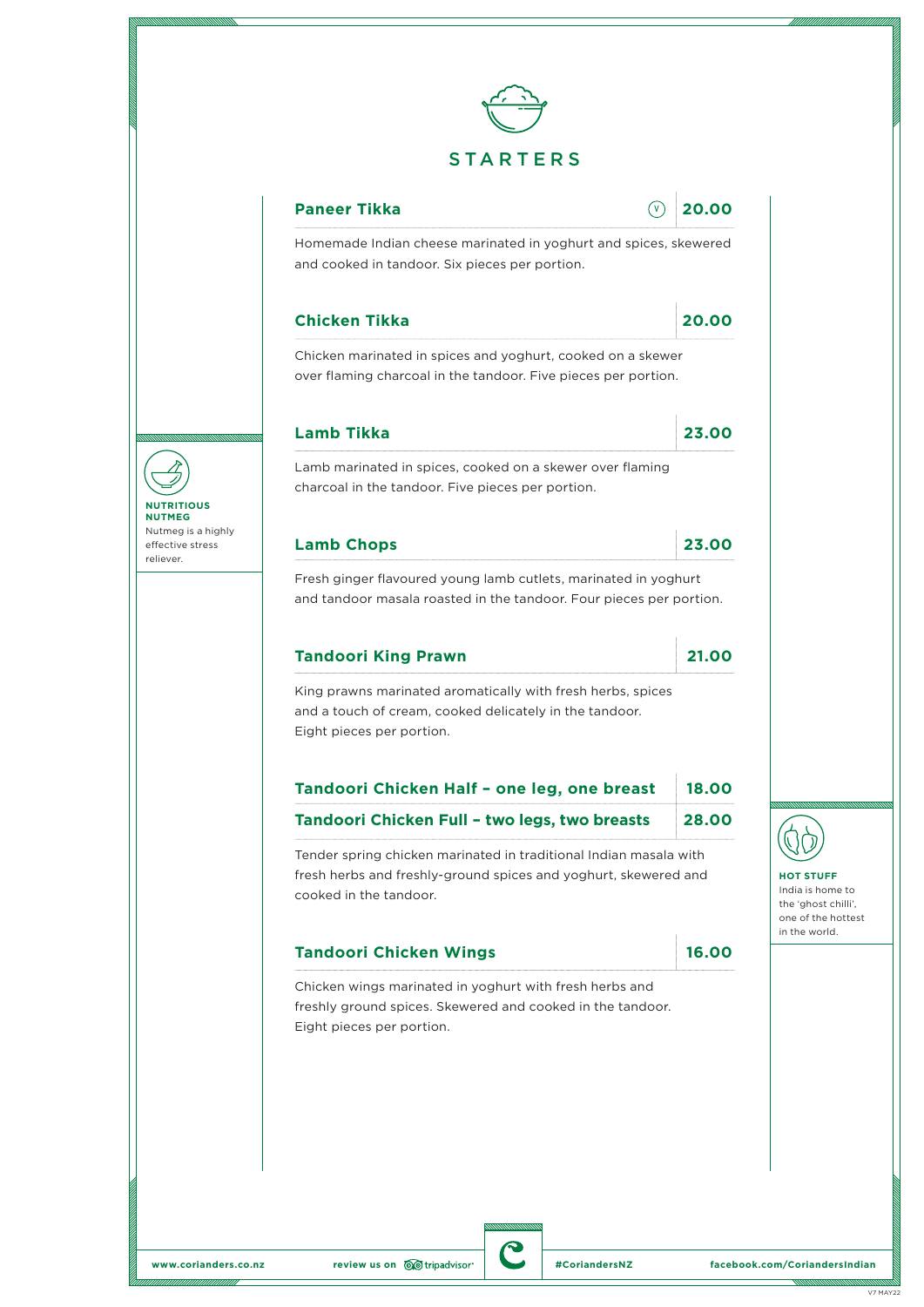# STARTERS

### Paneer Tikka (V) — 20.00

Homemade Indian cheese marinated in yoghurt and spices, skewered and cooked in tandoor. Six pieces per portion.

### Chicken Tikka — 20.00

Chicken marinated in spices and yoghurt, cooked on a skewer over flaming charcoal in the tandoor. Five pieces per portion.

### Lamb Tikka — 23.00

Lamb marinated in spices, cooked on a skewer over flaming charcoal in the tandoor. Five pieces per portion.

### Lamb Chops — 23.00

Fresh ginger flavoured young lamb cutlets, marinated in yoghurt and tandoor masala roasted in the tandoor. Four pieces per portion.

### Tandoori King Prawn — 21.00

King prawns marinated aromatically with fresh herbs, spices and a touch of cream, cooked delicately in the tandoor. Eight pieces per portion.

### Tandoori Chicken Half – one leg, one breast — 18.00

### Tandoori Chicken Full – two legs, two breasts — 28.00

Tender spring chicken marinated in traditional Indian masala with fresh herbs and freshly-ground spices and yoghurt, skewered and cooked in the tandoor.

### Tandoori Chicken Wings — 16.00

Chicken wings marinated in yoghurt with fresh herbs and freshly ground spices. Skewered and cooked in the tandoor. Eight pieces per portion.

---

**NUTRITIOUS NUTMEG**
Nutmeg is a highly effective stress reliever.

**HOT STUFF**
India is home to the 'ghost chilli', one of the hottest in the world.

---

www.corianders.co.nz | review us on tripadvisor | #CoriandersNZ | facebook.com/CoriandersIndian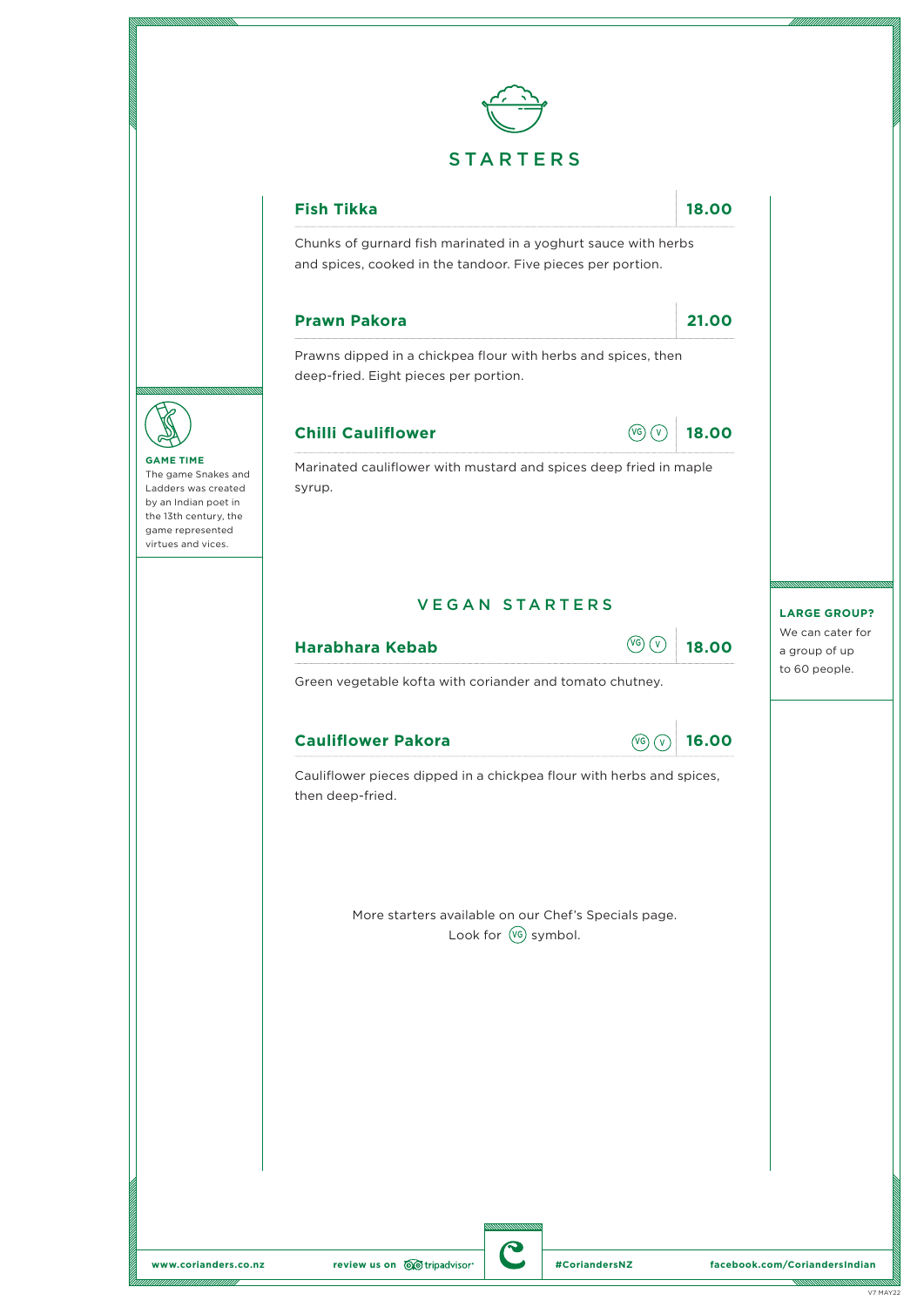# STARTERS

### Fish Tikka — 18.00

Chunks of gurnard fish marinated in a yoghurt sauce with herbs and spices, cooked in the tandoor. Five pieces per portion.

### Prawn Pakora — 21.00

Prawns dipped in a chickpea flour with herbs and spices, then deep-fried. Eight pieces per portion.

### Chilli Cauliflower (VG) (V) — 18.00

Marinated cauliflower with mustard and spices deep fried in maple syrup.

**GAME TIME**
The game Snakes and Ladders was created by an Indian poet in the 13th century, the game represented virtues and vices.

## VEGAN STARTERS

### Harabhara Kebab (VG) (V) — 18.00

Green vegetable kofta with coriander and tomato chutney.

### Cauliflower Pakora (VG) (V) — 16.00

Cauliflower pieces dipped in a chickpea flour with herbs and spices, then deep-fried.

**LARGE GROUP?**
We can cater for a group of up to 60 people.

More starters available on our Chef's Specials page.
Look for (VG) symbol.

www.corianders.co.nz | review us on tripadvisor | #CoriandersNZ | facebook.com/CoriandersIndian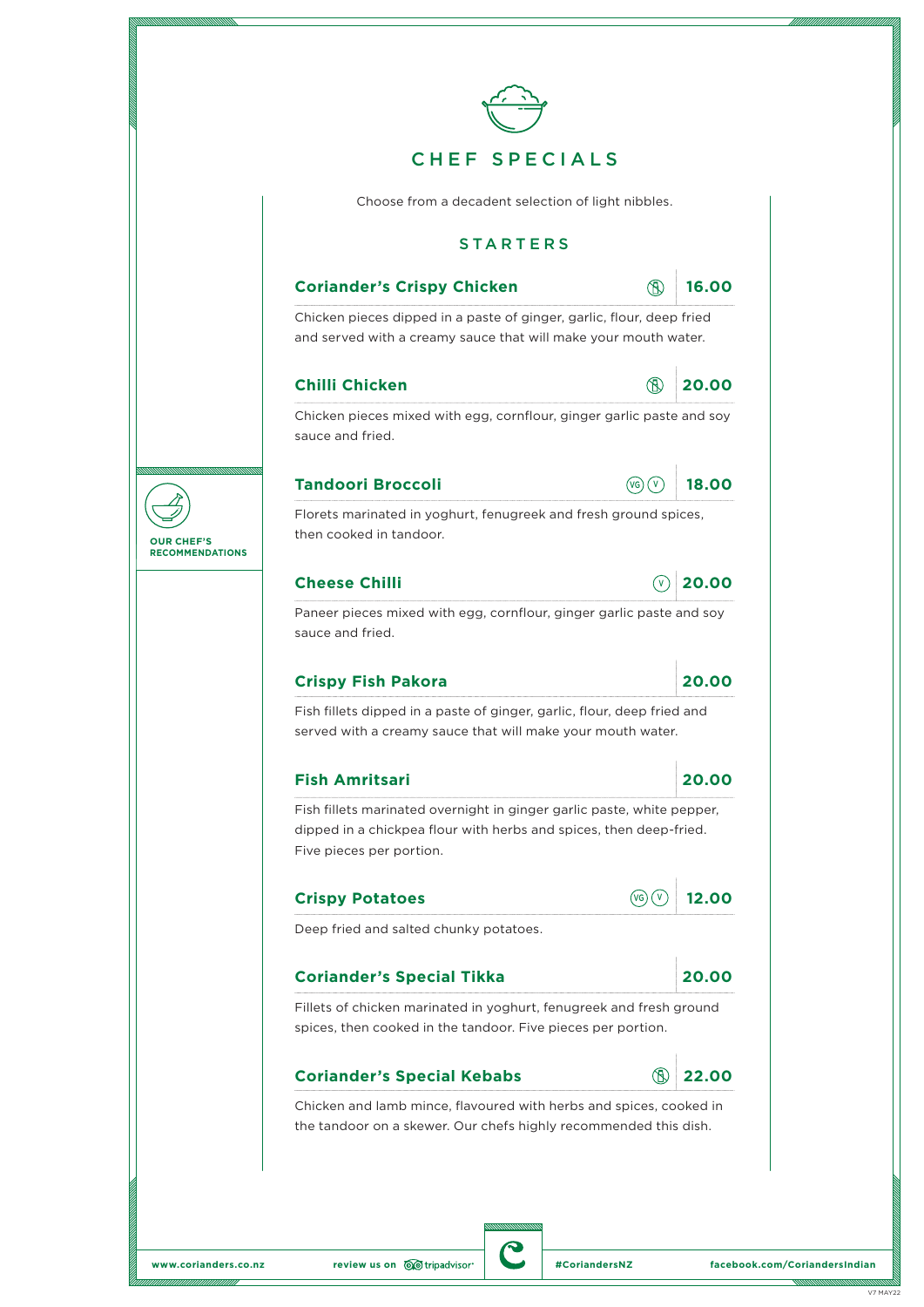# CHEF SPECIALS

Choose from a decadent selection of light nibbles.

## STARTERS

**OUR CHEF'S RECOMMENDATIONS**

### Coriander's Crispy Chicken — 16.00

Chicken pieces dipped in a paste of ginger, garlic, flour, deep fried and served with a creamy sauce that will make your mouth water.

### Chilli Chicken — 20.00

Chicken pieces mixed with egg, cornflour, ginger garlic paste and soy sauce and fried.

### Tandoori Broccoli (VG) (V) — 18.00

Florets marinated in yoghurt, fenugreek and fresh ground spices, then cooked in tandoor.

### Cheese Chilli (V) — 20.00

Paneer pieces mixed with egg, cornflour, ginger garlic paste and soy sauce and fried.

### Crispy Fish Pakora — 20.00

Fish fillets dipped in a paste of ginger, garlic, flour, deep fried and served with a creamy sauce that will make your mouth water.

### Fish Amritsari — 20.00

Fish fillets marinated overnight in ginger garlic paste, white pepper, dipped in a chickpea flour with herbs and spices, then deep-fried. Five pieces per portion.

### Crispy Potatoes (VG) (V) — 12.00

Deep fried and salted chunky potatoes.

### Coriander's Special Tikka — 20.00

Fillets of chicken marinated in yoghurt, fenugreek and fresh ground spices, then cooked in the tandoor. Five pieces per portion.

### Coriander's Special Kebabs — 22.00

Chicken and lamb mince, flavoured with herbs and spices, cooked in the tandoor on a skewer. Our chefs highly recommended this dish.

www.corianders.co.nz | review us on tripadvisor | #CoriandersNZ | facebook.com/CoriandersIndian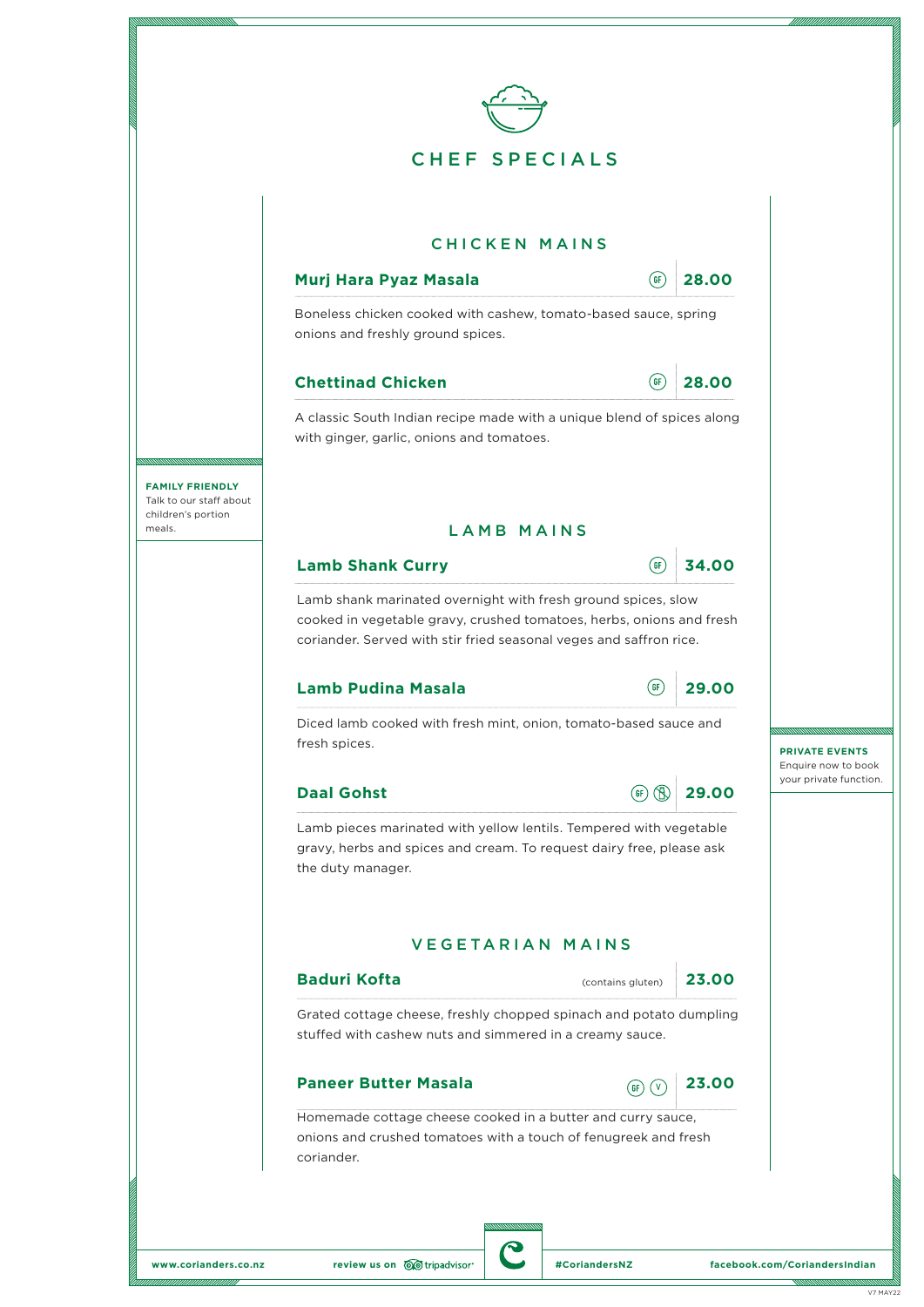# CHEF SPECIALS

## CHICKEN MAINS

### Murj Hara Pyaz Masala — GF — 28.00

Boneless chicken cooked with cashew, tomato-based sauce, spring onions and freshly ground spices.

### Chettinad Chicken — GF — 28.00

A classic South Indian recipe made with a unique blend of spices along with ginger, garlic, onions and tomatoes.

**FAMILY FRIENDLY**
Talk to our staff about children's portion meals.

## LAMB MAINS

### Lamb Shank Curry — GF — 34.00

Lamb shank marinated overnight with fresh ground spices, slow cooked in vegetable gravy, crushed tomatoes, herbs, onions and fresh coriander. Served with stir fried seasonal veges and saffron rice.

### Lamb Pudina Masala — GF — 29.00

Diced lamb cooked with fresh mint, onion, tomato-based sauce and fresh spices.

### Daal Gohst — GF — 29.00

Lamb pieces marinated with yellow lentils. Tempered with vegetable gravy, herbs and spices and cream. To request dairy free, please ask the duty manager.

**PRIVATE EVENTS**
Enquire now to book your private function.

## VEGETARIAN MAINS

### Baduri Kofta (contains gluten) — 23.00

Grated cottage cheese, freshly chopped spinach and potato dumpling stuffed with cashew nuts and simmered in a creamy sauce.

### Paneer Butter Masala — GF V — 23.00

Homemade cottage cheese cooked in a butter and curry sauce, onions and crushed tomatoes with a touch of fenugreek and fresh coriander.

www.corianders.co.nz | review us on tripadvisor | #CoriandersNZ | facebook.com/CoriandersIndian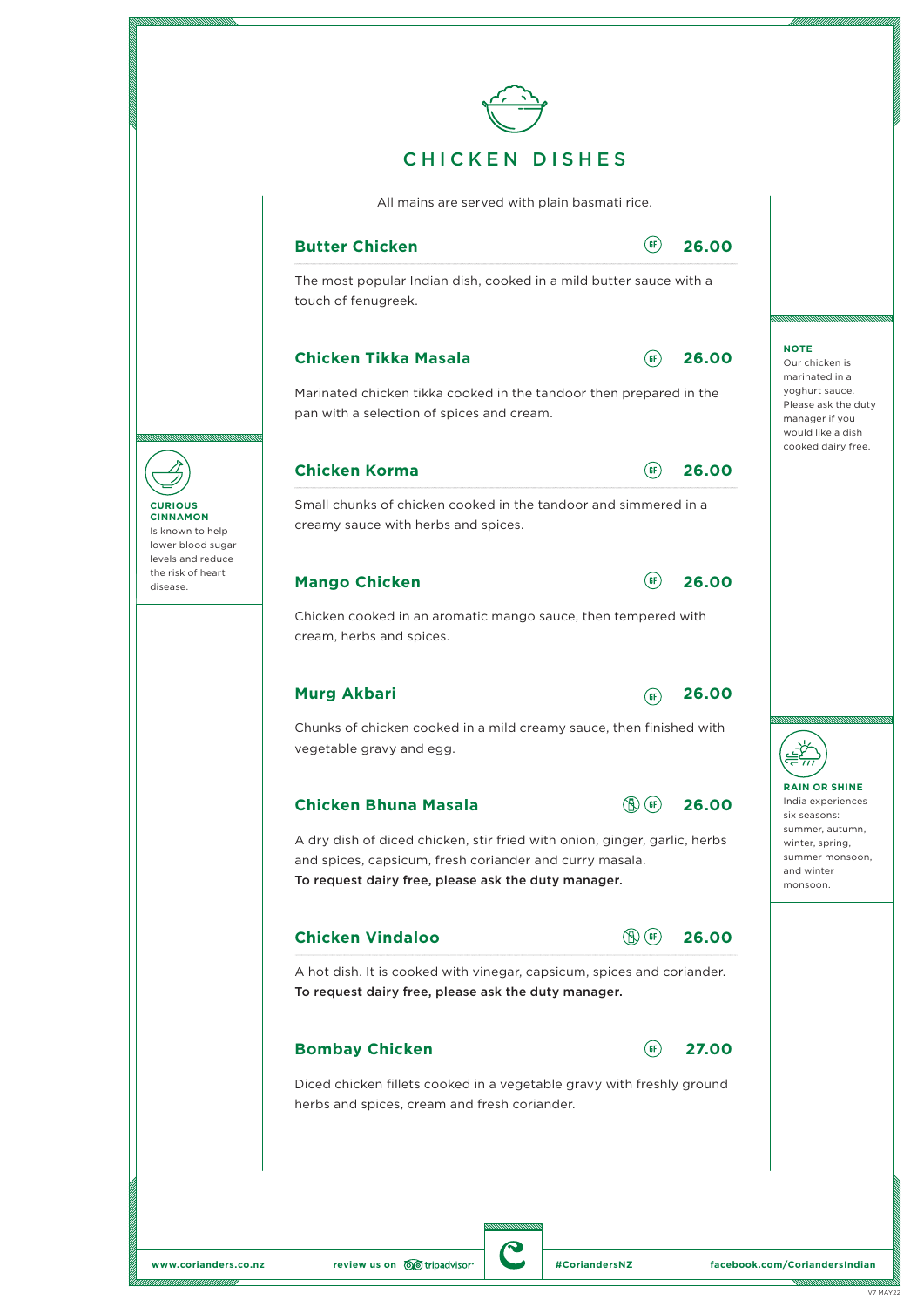# CHICKEN DISHES

All mains are served with plain basmati rice.

## Butter Chicken
(GF) **26.00**

The most popular Indian dish, cooked in a mild butter sauce with a touch of fenugreek.

## Chicken Tikka Masala
(GF) **26.00**

Marinated chicken tikka cooked in the tandoor then prepared in the pan with a selection of spices and cream.

## Chicken Korma
(GF) **26.00**

Small chunks of chicken cooked in the tandoor and simmered in a creamy sauce with herbs and spices.

## Mango Chicken
(GF) **26.00**

Chicken cooked in an aromatic mango sauce, then tempered with cream, herbs and spices.

## Murg Akbari
(GF) **26.00**

Chunks of chicken cooked in a mild creamy sauce, then finished with vegetable gravy and egg.

## Chicken Bhuna Masala
(GF) **26.00**

A dry dish of diced chicken, stir fried with onion, ginger, garlic, herbs and spices, capsicum, fresh coriander and curry masala.
**To request dairy free, please ask the duty manager.**

## Chicken Vindaloo
(GF) **26.00**

A hot dish. It is cooked with vinegar, capsicum, spices and coriander.
**To request dairy free, please ask the duty manager.**

## Bombay Chicken
(GF) **27.00**

Diced chicken fillets cooked in a vegetable gravy with freshly ground herbs and spices, cream and fresh coriander.

---

**NOTE**
Our chicken is marinated in a yoghurt sauce. Please ask the duty manager if you would like a dish cooked dairy free.

**CURIOUS CINNAMON**
Is known to help lower blood sugar levels and reduce the risk of heart disease.

**RAIN OR SHINE**
India experiences six seasons: summer, autumn, winter, spring, summer monsoon, and winter monsoon.

---

www.corianders.co.nz | review us on tripadvisor | #CoriandersNZ | facebook.com/CoriandersIndian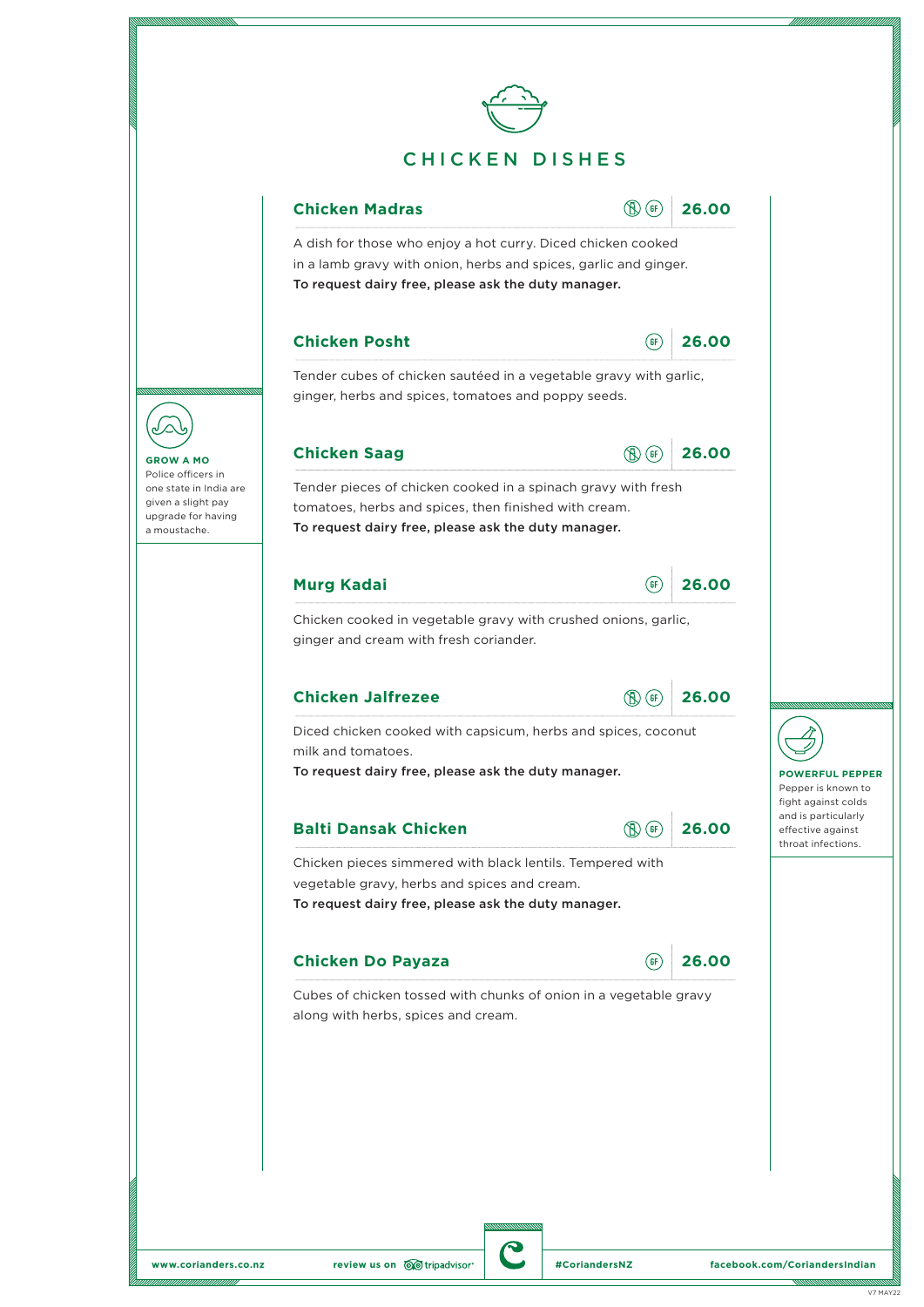# CHICKEN DISHES

### Chicken Madras
(DF) (GF) **26.00**

A dish for those who enjoy a hot curry. Diced chicken cooked in a lamb gravy with onion, herbs and spices, garlic and ginger.
**To request dairy free, please ask the duty manager.**

### Chicken Posht
(GF) **26.00**

Tender cubes of chicken sautéed in a vegetable gravy with garlic, ginger, herbs and spices, tomatoes and poppy seeds.

### Chicken Saag
(DF) (GF) **26.00**

Tender pieces of chicken cooked in a spinach gravy with fresh tomatoes, herbs and spices, then finished with cream.
**To request dairy free, please ask the duty manager.**

### Murg Kadai
(GF) **26.00**

Chicken cooked in vegetable gravy with crushed onions, garlic, ginger and cream with fresh coriander.

### Chicken Jalfrezee
(DF) (GF) **26.00**

Diced chicken cooked with capsicum, herbs and spices, coconut milk and tomatoes.
**To request dairy free, please ask the duty manager.**

### Balti Dansak Chicken
(DF) (GF) **26.00**

Chicken pieces simmered with black lentils. Tempered with vegetable gravy, herbs and spices and cream.
**To request dairy free, please ask the duty manager.**

### Chicken Do Payaza
(GF) **26.00**

Cubes of chicken tossed with chunks of onion in a vegetable gravy along with herbs, spices and cream.

**GROW A MO**
Police officers in one state in India are given a slight pay upgrade for having a moustache.

**POWERFUL PEPPER**
Pepper is known to fight against colds and is particularly effective against throat infections.

www.corianders.co.nz | review us on tripadvisor | #CoriandersNZ | facebook.com/CoriandersIndian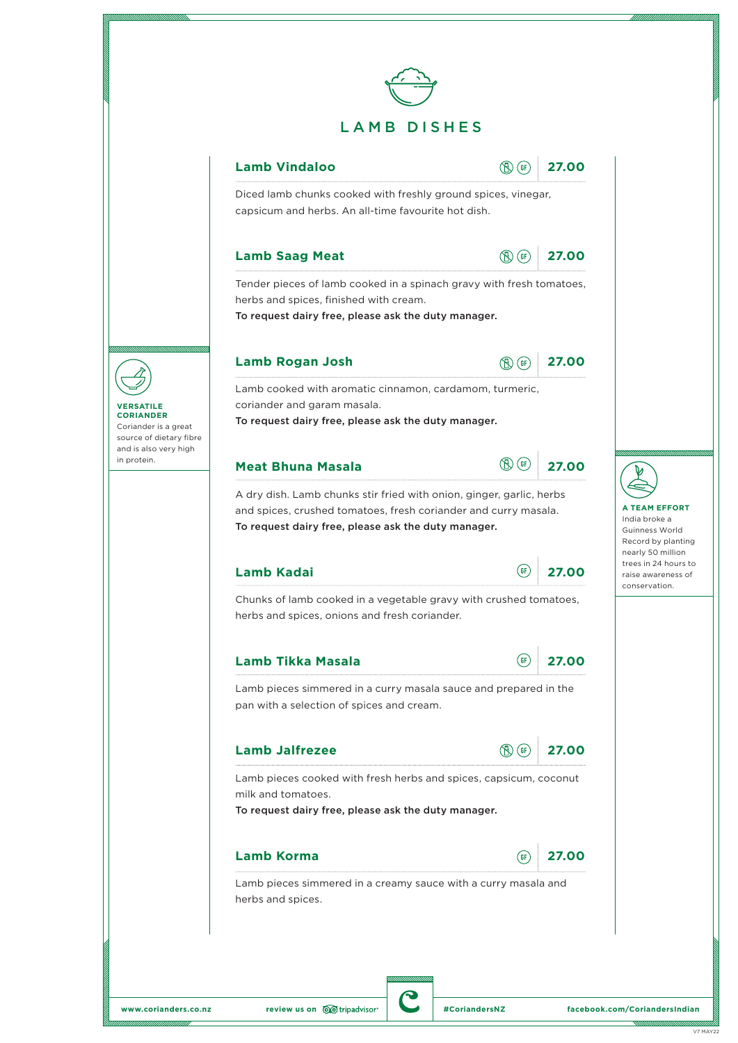# LAMB DISHES

### Lamb Vindaloo
(GF) **27.00**

Diced lamb chunks cooked with freshly ground spices, vinegar, capsicum and herbs. An all-time favourite hot dish.

### Lamb Saag Meat
(GF) **27.00**

Tender pieces of lamb cooked in a spinach gravy with fresh tomatoes, herbs and spices, finished with cream.

**To request dairy free, please ask the duty manager.**

### Lamb Rogan Josh
(GF) **27.00**

Lamb cooked with aromatic cinnamon, cardamom, turmeric, coriander and garam masala.

**To request dairy free, please ask the duty manager.**

### Meat Bhuna Masala
(GF) **27.00**

A dry dish. Lamb chunks stir fried with onion, ginger, garlic, herbs and spices, crushed tomatoes, fresh coriander and curry masala.

**To request dairy free, please ask the duty manager.**

### Lamb Kadai
(GF) **27.00**

Chunks of lamb cooked in a vegetable gravy with crushed tomatoes, herbs and spices, onions and fresh coriander.

### Lamb Tikka Masala
(GF) **27.00**

Lamb pieces simmered in a curry masala sauce and prepared in the pan with a selection of spices and cream.

### Lamb Jalfrezee
(GF) **27.00**

Lamb pieces cooked with fresh herbs and spices, capsicum, coconut milk and tomatoes.

**To request dairy free, please ask the duty manager.**

### Lamb Korma
(GF) **27.00**

Lamb pieces simmered in a creamy sauce with a curry masala and herbs and spices.

---

**VERSATILE CORIANDER**
Coriander is a great source of dietary fibre and is also very high in protein.

**A TEAM EFFORT**
India broke a Guinness World Record by planting nearly 50 million trees in 24 hours to raise awareness of conservation.

---

www.corianders.co.nz | review us on tripadvisor | #CoriandersNZ | facebook.com/CoriandersIndian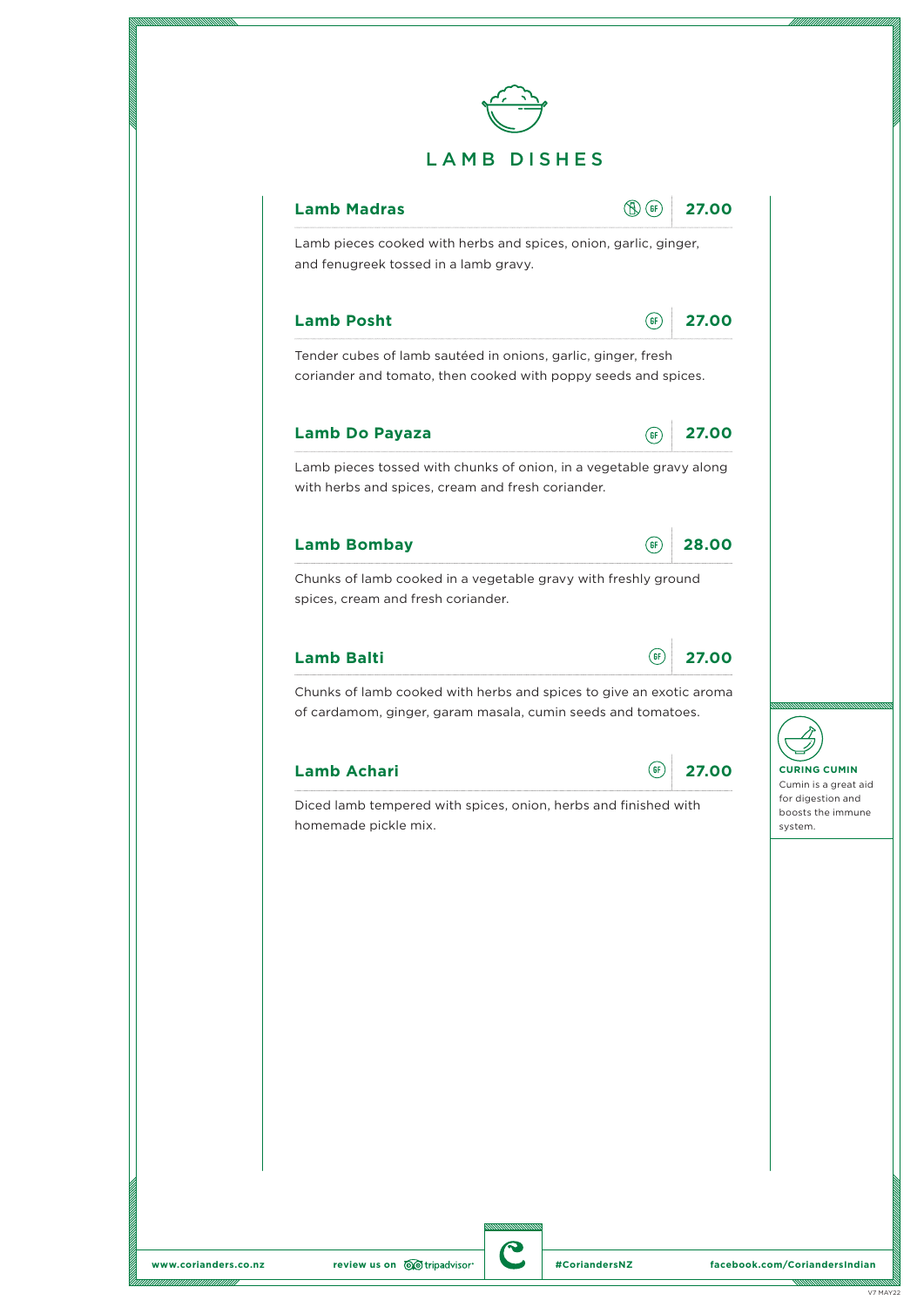# LAMB DISHES

## Lamb Madras (GF) 27.00

Lamb pieces cooked with herbs and spices, onion, garlic, ginger, and fenugreek tossed in a lamb gravy.

## Lamb Posht (GF) 27.00

Tender cubes of lamb sautéed in onions, garlic, ginger, fresh coriander and tomato, then cooked with poppy seeds and spices.

## Lamb Do Payaza (GF) 27.00

Lamb pieces tossed with chunks of onion, in a vegetable gravy along with herbs and spices, cream and fresh coriander.

## Lamb Bombay (GF) 28.00

Chunks of lamb cooked in a vegetable gravy with freshly ground spices, cream and fresh coriander.

## Lamb Balti (GF) 27.00

Chunks of lamb cooked with herbs and spices to give an exotic aroma of cardamom, ginger, garam masala, cumin seeds and tomatoes.

## Lamb Achari (GF) 27.00

Diced lamb tempered with spices, onion, herbs and finished with homemade pickle mix.

**CURING CUMIN**
Cumin is a great aid for digestion and boosts the immune system.

www.corianders.co.nz | review us on tripadvisor | #CoriandersNZ | facebook.com/CoriandersIndian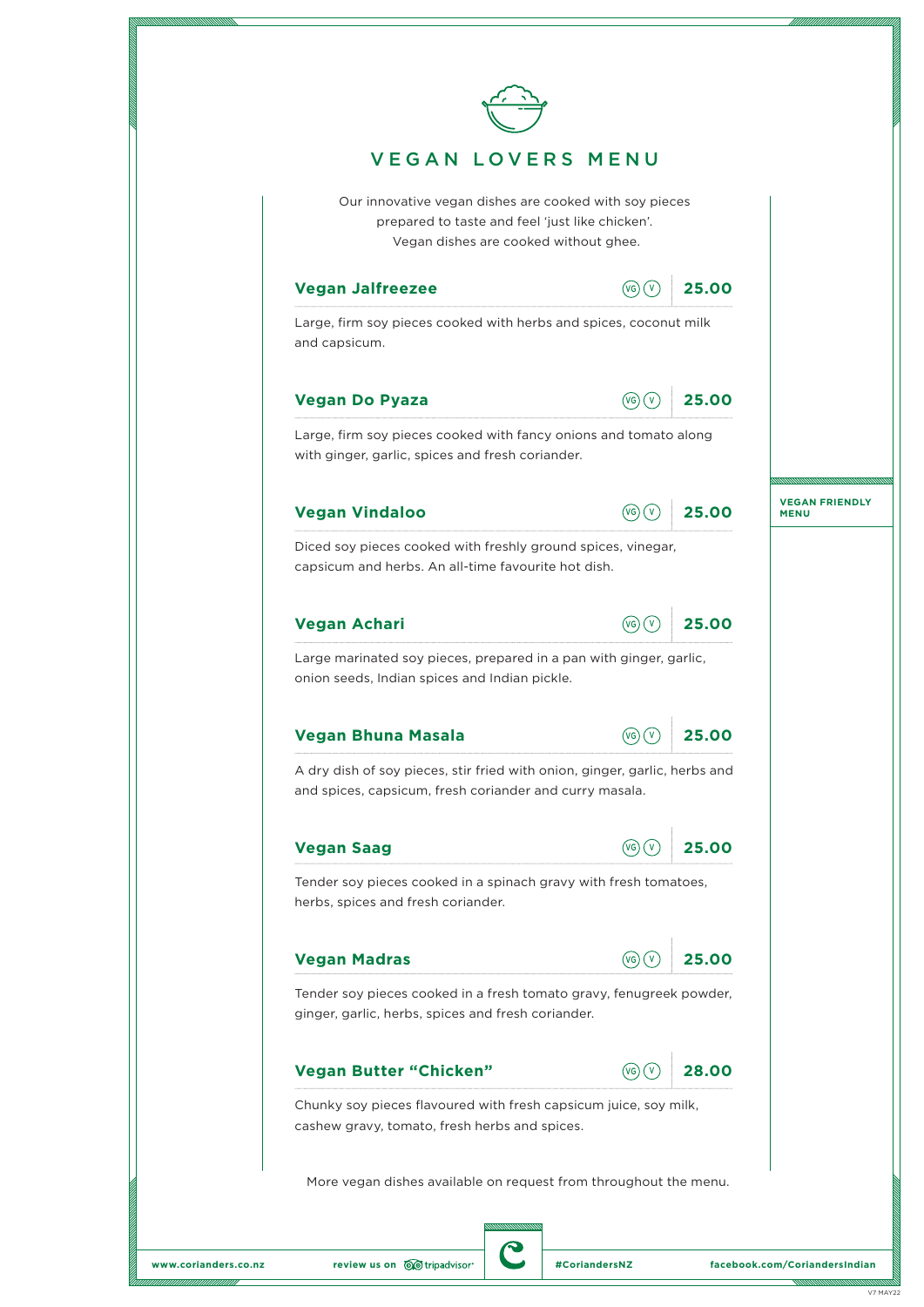# VEGAN LOVERS MENU

Our innovative vegan dishes are cooked with soy pieces prepared to taste and feel 'just like chicken'. Vegan dishes are cooked without ghee.

VEGAN FRIENDLY MENU

**Vegan Jalfreezee** (VG) (V) **25.00**

Large, firm soy pieces cooked with herbs and spices, coconut milk and capsicum.

**Vegan Do Pyaza** (VG) (V) **25.00**

Large, firm soy pieces cooked with fancy onions and tomato along with ginger, garlic, spices and fresh coriander.

**Vegan Vindaloo** (VG) (V) **25.00**

Diced soy pieces cooked with freshly ground spices, vinegar, capsicum and herbs. An all-time favourite hot dish.

**Vegan Achari** (VG) (V) **25.00**

Large marinated soy pieces, prepared in a pan with ginger, garlic, onion seeds, Indian spices and Indian pickle.

**Vegan Bhuna Masala** (VG) (V) **25.00**

A dry dish of soy pieces, stir fried with onion, ginger, garlic, herbs and and spices, capsicum, fresh coriander and curry masala.

**Vegan Saag** (VG) (V) **25.00**

Tender soy pieces cooked in a spinach gravy with fresh tomatoes, herbs, spices and fresh coriander.

**Vegan Madras** (VG) (V) **25.00**

Tender soy pieces cooked in a fresh tomato gravy, fenugreek powder, ginger, garlic, herbs, spices and fresh coriander.

**Vegan Butter "Chicken"** (VG) (V) **28.00**

Chunky soy pieces flavoured with fresh capsicum juice, soy milk, cashew gravy, tomato, fresh herbs and spices.

More vegan dishes available on request from throughout the menu.

www.corianders.co.nz | review us on tripadvisor | #CoriandersNZ | facebook.com/CoriandersIndian

V7 MAY22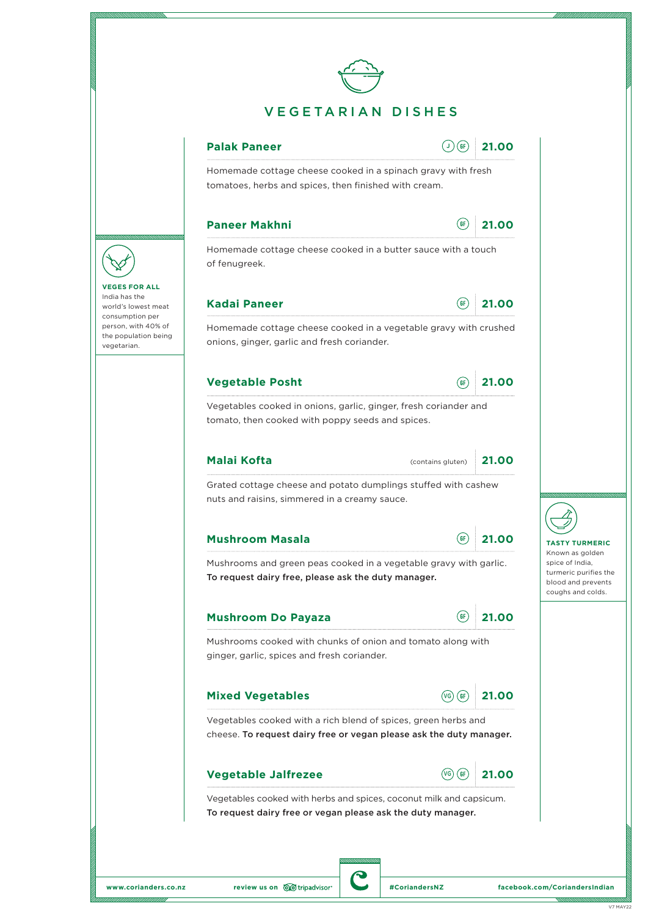# VEGETARIAN DISHES

## Palak Paneer
(J) (GF) **21.00**

Homemade cottage cheese cooked in a spinach gravy with fresh tomatoes, herbs and spices, then finished with cream.

## Paneer Makhni
(GF) **21.00**

Homemade cottage cheese cooked in a butter sauce with a touch of fenugreek.

## Kadai Paneer
(GF) **21.00**

Homemade cottage cheese cooked in a vegetable gravy with crushed onions, ginger, garlic and fresh coriander.

## Vegetable Posht
(GF) **21.00**

Vegetables cooked in onions, garlic, ginger, fresh coriander and tomato, then cooked with poppy seeds and spices.

## Malai Kofta
(contains gluten) **21.00**

Grated cottage cheese and potato dumplings stuffed with cashew nuts and raisins, simmered in a creamy sauce.

## Mushroom Masala
(GF) **21.00**

Mushrooms and green peas cooked in a vegetable gravy with garlic. **To request dairy free, please ask the duty manager.**

## Mushroom Do Payaza
(GF) **21.00**

Mushrooms cooked with chunks of onion and tomato along with ginger, garlic, spices and fresh coriander.

## Mixed Vegetables
(VG) (GF) **21.00**

Vegetables cooked with a rich blend of spices, green herbs and cheese. **To request dairy free or vegan please ask the duty manager.**

## Vegetable Jalfrezee
(VG) (GF) **21.00**

Vegetables cooked with herbs and spices, coconut milk and capsicum. **To request dairy free or vegan please ask the duty manager.**

**VEGES FOR ALL**
India has the world's lowest meat consumption per person, with 40% of the population being vegetarian.

**TASTY TURMERIC**
Known as golden spice of India, turmeric purifies the blood and prevents coughs and colds.

**www.corianders.co.nz** | **review us on** tripadvisor | **#CoriandersNZ** | **facebook.com/CoriandersIndian**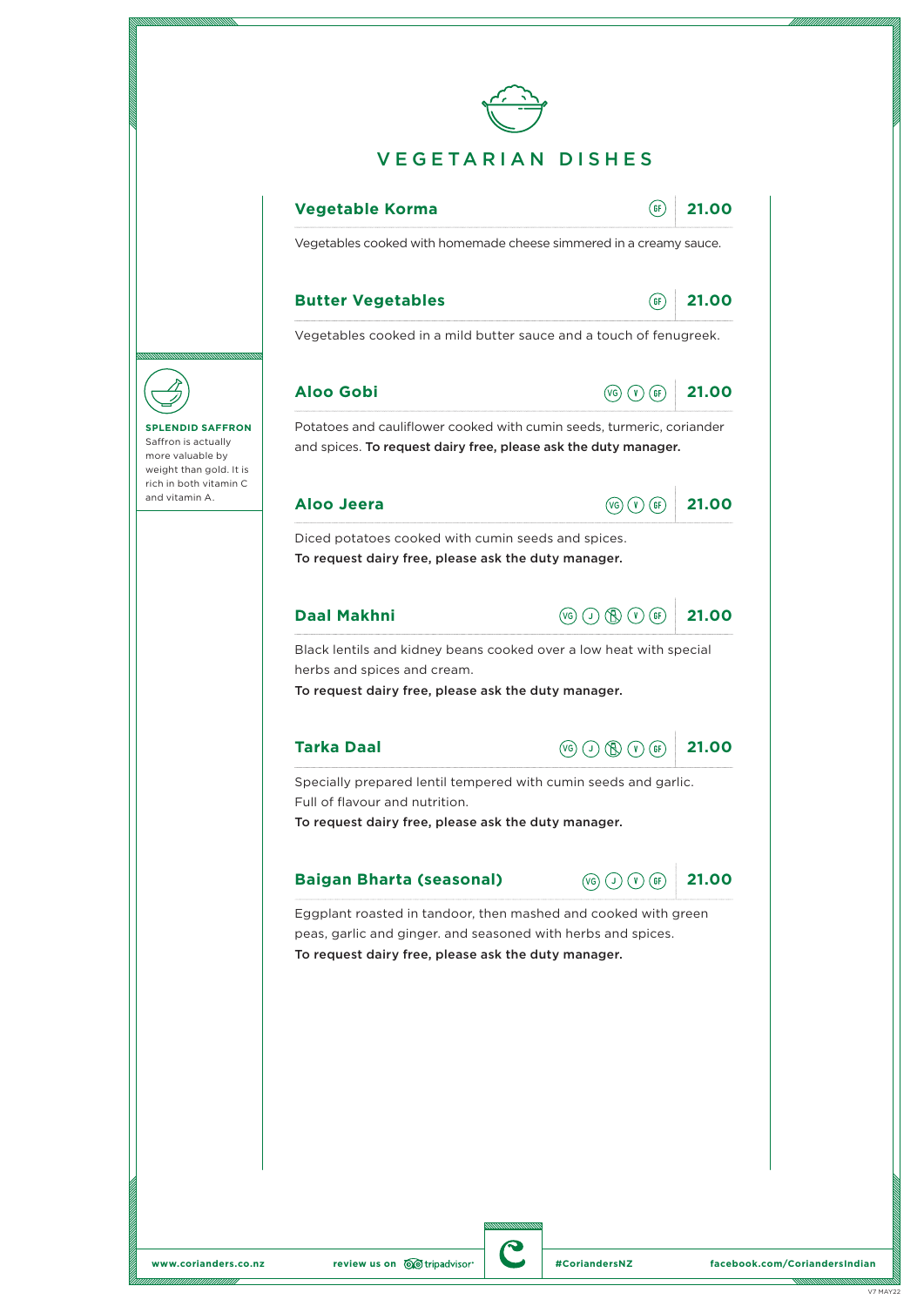# VEGETARIAN DISHES

### Vegetable Korma (GF) — 21.00

Vegetables cooked with homemade cheese simmered in a creamy sauce.

### Butter Vegetables (GF) — 21.00

Vegetables cooked in a mild butter sauce and a touch of fenugreek.

### Aloo Gobi (VG) (V) (GF) — 21.00

Potatoes and cauliflower cooked with cumin seeds, turmeric, coriander and spices. **To request dairy free, please ask the duty manager.**

### Aloo Jeera (VG) (V) (GF) — 21.00

Diced potatoes cooked with cumin seeds and spices.
**To request dairy free, please ask the duty manager.**

### Daal Makhni (VG) (J) (V) (GF) — 21.00

Black lentils and kidney beans cooked over a low heat with special herbs and spices and cream.
**To request dairy free, please ask the duty manager.**

### Tarka Daal (VG) (J) (V) (GF) — 21.00

Specially prepared lentil tempered with cumin seeds and garlic. Full of flavour and nutrition.
**To request dairy free, please ask the duty manager.**

### Baigan Bharta (seasonal) (VG) (J) (V) (GF) — 21.00

Eggplant roasted in tandoor, then mashed and cooked with green peas, garlic and ginger. and seasoned with herbs and spices.
**To request dairy free, please ask the duty manager.**

**SPLENDID SAFFRON**
Saffron is actually more valuable by weight than gold. It is rich in both vitamin C and vitamin A.

www.corianders.co.nz | review us on tripadvisor | #CoriandersNZ | facebook.com/CoriandersIndian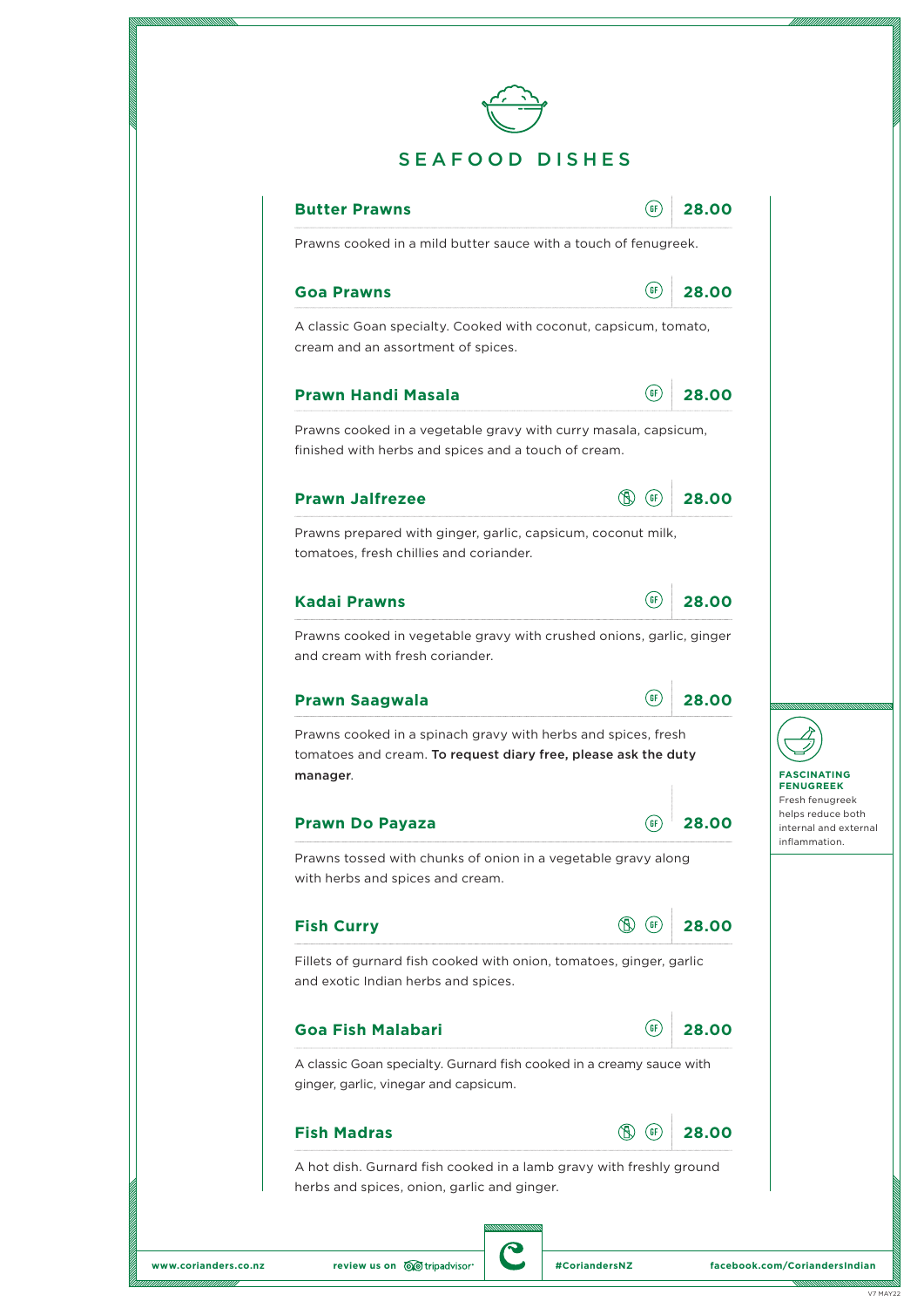# SEAFOOD DISHES

### Butter Prawns (GF) 28.00

Prawns cooked in a mild butter sauce with a touch of fenugreek.

### Goa Prawns (GF) 28.00

A classic Goan specialty. Cooked with coconut, capsicum, tomato, cream and an assortment of spices.

### Prawn Handi Masala (GF) 28.00

Prawns cooked in a vegetable gravy with curry masala, capsicum, finished with herbs and spices and a touch of cream.

### Prawn Jalfrezee (GF) 28.00

Prawns prepared with ginger, garlic, capsicum, coconut milk, tomatoes, fresh chillies and coriander.

### Kadai Prawns (GF) 28.00

Prawns cooked in vegetable gravy with crushed onions, garlic, ginger and cream with fresh coriander.

### Prawn Saagwala (GF) 28.00

Prawns cooked in a spinach gravy with herbs and spices, fresh tomatoes and cream. **To request diary free, please ask the duty manager**.

### Prawn Do Payaza (GF) 28.00

Prawns tossed with chunks of onion in a vegetable gravy along with herbs and spices and cream.

### Fish Curry (GF) 28.00

Fillets of gurnard fish cooked with onion, tomatoes, ginger, garlic and exotic Indian herbs and spices.

### Goa Fish Malabari (GF) 28.00

A classic Goan specialty. Gurnard fish cooked in a creamy sauce with ginger, garlic, vinegar and capsicum.

### Fish Madras (GF) 28.00

A hot dish. Gurnard fish cooked in a lamb gravy with freshly ground herbs and spices, onion, garlic and ginger.

**FASCINATING FENUGREEK**
Fresh fenugreek helps reduce both internal and external inflammation.

www.corianders.co.nz | review us on tripadvisor | #CoriandersNZ | facebook.com/CoriandersIndian

V7 MAY22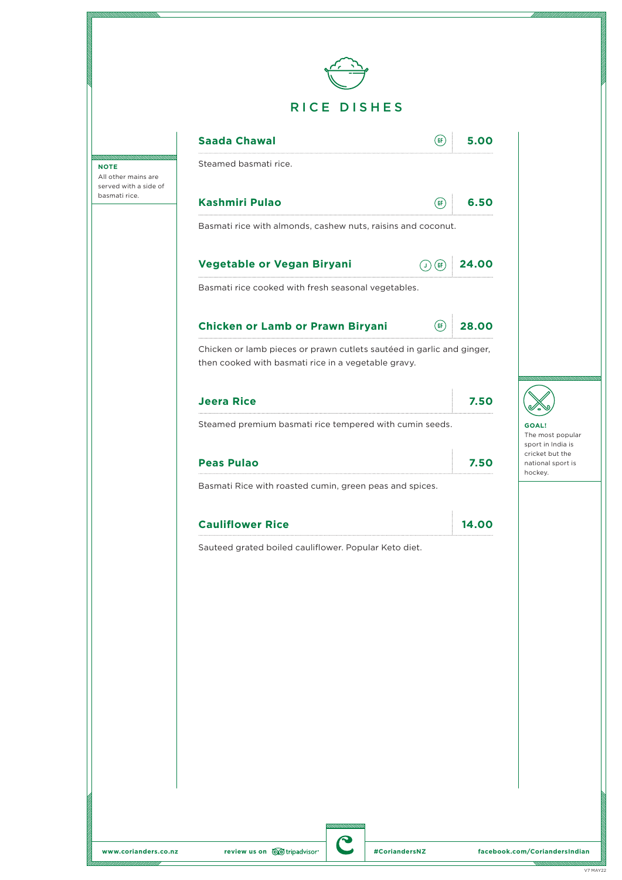# RICE DISHES

**NOTE**
All other mains are served with a side of basmati rice.

### Saada Chawal (GF) — 5.00

Steamed basmati rice.

### Kashmiri Pulao (GF) — 6.50

Basmati rice with almonds, cashew nuts, raisins and coconut.

### Vegetable or Vegan Biryani (J) (GF) — 24.00

Basmati rice cooked with fresh seasonal vegetables.

### Chicken or Lamb or Prawn Biryani (GF) — 28.00

Chicken or lamb pieces or prawn cutlets sautéed in garlic and ginger, then cooked with basmati rice in a vegetable gravy.

### Jeera Rice — 7.50

Steamed premium basmati rice tempered with cumin seeds.

### Peas Pulao — 7.50

Basmati Rice with roasted cumin, green peas and spices.

### Cauliflower Rice — 14.00

Sauteed grated boiled cauliflower. Popular Keto diet.

**GOAL!**
The most popular sport in India is cricket but the national sport is hockey.

www.corianders.co.nz | review us on tripadvisor | #CoriandersNZ | facebook.com/CoriandersIndian

V7 MAY22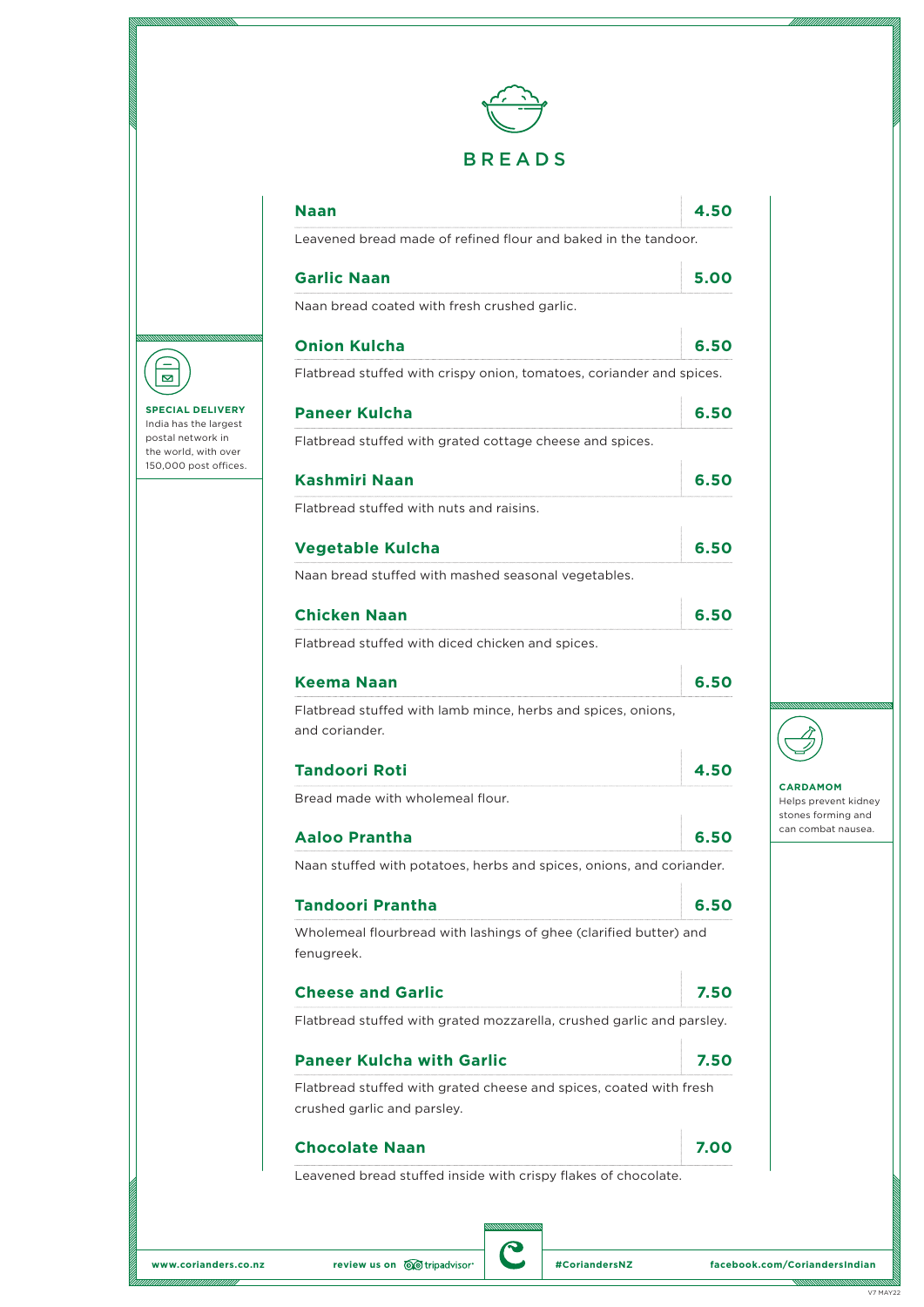# BREADS

**Naan** — 4.50
Leavened bread made of refined flour and baked in the tandoor.

**Garlic Naan** — 5.00
Naan bread coated with fresh crushed garlic.

**Onion Kulcha** — 6.50
Flatbread stuffed with crispy onion, tomatoes, coriander and spices.

**Paneer Kulcha** — 6.50
Flatbread stuffed with grated cottage cheese and spices.

**Kashmiri Naan** — 6.50
Flatbread stuffed with nuts and raisins.

**Vegetable Kulcha** — 6.50
Naan bread stuffed with mashed seasonal vegetables.

**Chicken Naan** — 6.50
Flatbread stuffed with diced chicken and spices.

**Keema Naan** — 6.50
Flatbread stuffed with lamb mince, herbs and spices, onions, and coriander.

**Tandoori Roti** — 4.50
Bread made with wholemeal flour.

**Aaloo Prantha** — 6.50
Naan stuffed with potatoes, herbs and spices, onions, and coriander.

**Tandoori Prantha** — 6.50
Wholemeal flourbread with lashings of ghee (clarified butter) and fenugreek.

**Cheese and Garlic** — 7.50
Flatbread stuffed with grated mozzarella, crushed garlic and parsley.

**Paneer Kulcha with Garlic** — 7.50
Flatbread stuffed with grated cheese and spices, coated with fresh crushed garlic and parsley.

**Chocolate Naan** — 7.00
Leavened bread stuffed inside with crispy flakes of chocolate.

**SPECIAL DELIVERY**
India has the largest postal network in the world, with over 150,000 post offices.

**CARDAMOM**
Helps prevent kidney stones forming and can combat nausea.

www.corianders.co.nz | review us on tripadvisor | #CoriandersNZ | facebook.com/CoriandersIndian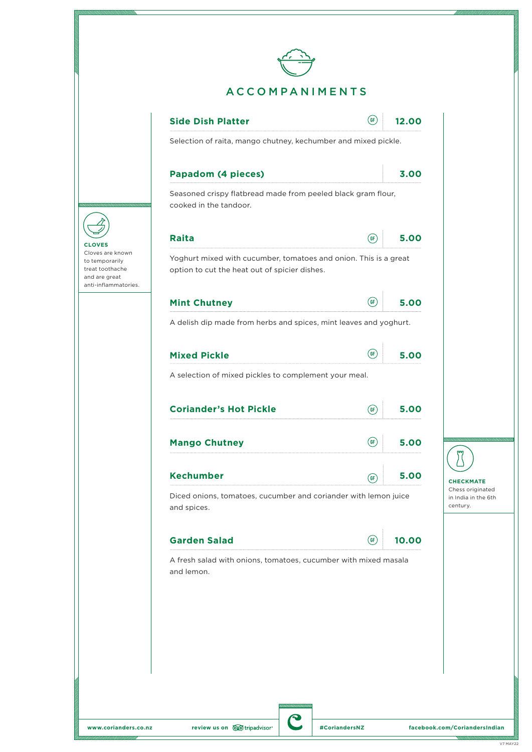# ACCOMPANIMENTS

### Side Dish Platter (GF) — 12.00

Selection of raita, mango chutney, kechumber and mixed pickle.

### Papadom (4 pieces) — 3.00

Seasoned crispy flatbread made from peeled black gram flour, cooked in the tandoor.

### Raita (GF) — 5.00

Yoghurt mixed with cucumber, tomatoes and onion. This is a great option to cut the heat out of spicier dishes.

### Mint Chutney (GF) — 5.00

A delish dip made from herbs and spices, mint leaves and yoghurt.

### Mixed Pickle (GF) — 5.00

A selection of mixed pickles to complement your meal.

### Coriander's Hot Pickle (GF) — 5.00

### Mango Chutney (GF) — 5.00

### Kechumber (GF) — 5.00

Diced onions, tomatoes, cucumber and coriander with lemon juice and spices.

### Garden Salad (GF) — 10.00

A fresh salad with onions, tomatoes, cucumber with mixed masala and lemon.

**CLOVES**
Cloves are known to temporarily treat toothache and are great anti-inflammatories.

**CHECKMATE**
Chess originated in India in the 6th century.

www.corianders.co.nz | review us on tripadvisor | #CoriandersNZ | facebook.com/CoriandersIndian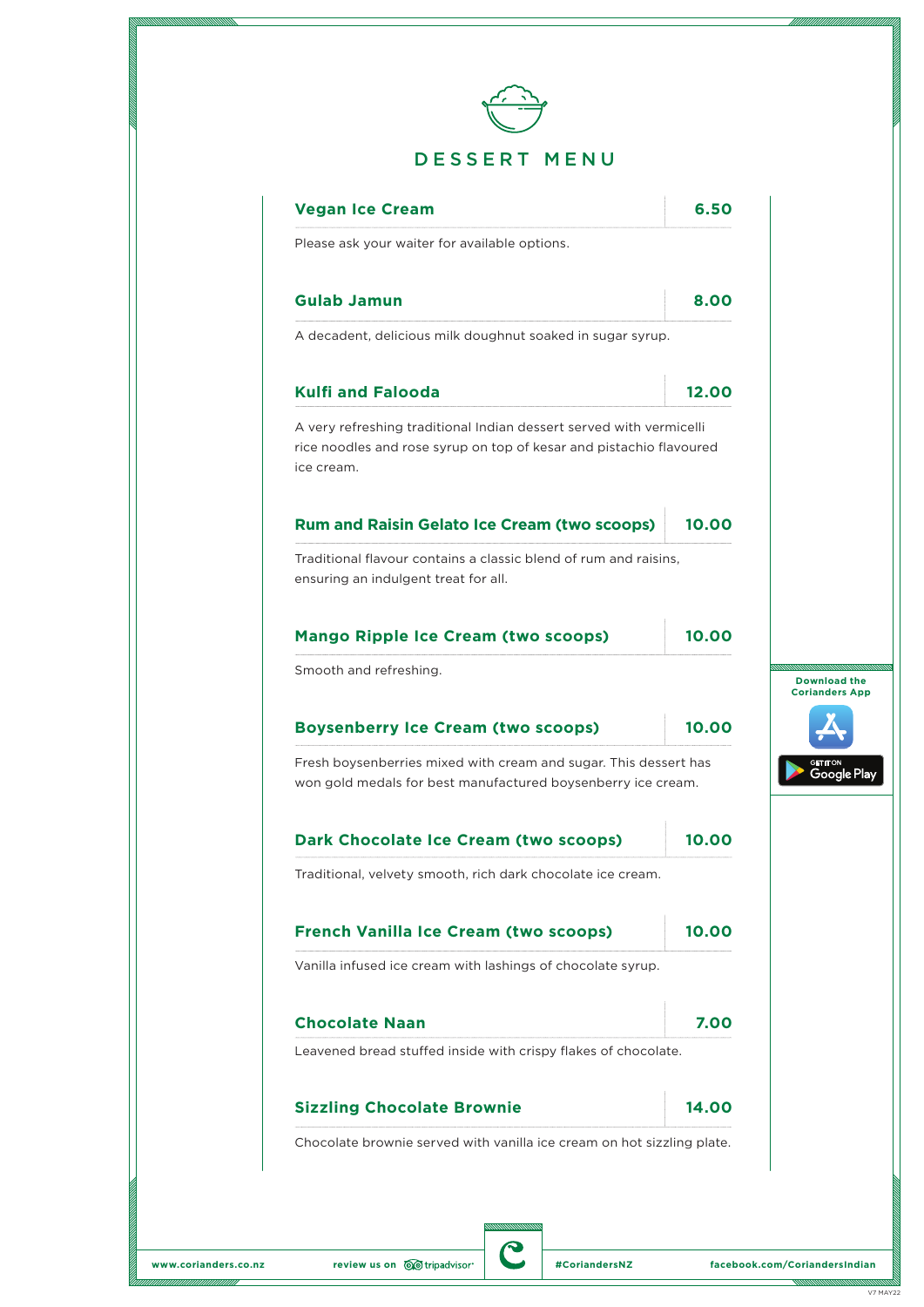# DESSERT MENU

| | |
|---|---|
| **Vegan Ice Cream** | **6.50** |

Please ask your waiter for available options.

| | |
|---|---|
| **Gulab Jamun** | **8.00** |

A decadent, delicious milk doughnut soaked in sugar syrup.

| | |
|---|---|
| **Kulfi and Falooda** | **12.00** |

A very refreshing traditional Indian dessert served with vermicelli rice noodles and rose syrup on top of kesar and pistachio flavoured ice cream.

| | |
|---|---|
| **Rum and Raisin Gelato Ice Cream (two scoops)** | **10.00** |

Traditional flavour contains a classic blend of rum and raisins, ensuring an indulgent treat for all.

| | |
|---|---|
| **Mango Ripple Ice Cream (two scoops)** | **10.00** |

Smooth and refreshing.

| | |
|---|---|
| **Boysenberry Ice Cream (two scoops)** | **10.00** |

Fresh boysenberries mixed with cream and sugar. This dessert has won gold medals for best manufactured boysenberry ice cream.

| | |
|---|---|
| **Dark Chocolate Ice Cream (two scoops)** | **10.00** |

Traditional, velvety smooth, rich dark chocolate ice cream.

| | |
|---|---|
| **French Vanilla Ice Cream (two scoops)** | **10.00** |

Vanilla infused ice cream with lashings of chocolate syrup.

| | |
|---|---|
| **Chocolate Naan** | **7.00** |

Leavened bread stuffed inside with crispy flakes of chocolate.

| | |
|---|---|
| **Sizzling Chocolate Brownie** | **14.00** |

Chocolate brownie served with vanilla ice cream on hot sizzling plate.

**Download the Corianders App**

GET IT ON Google Play

www.corianders.co.nz

review us on tripadvisor

#CoriandersNZ

facebook.com/CoriandersIndian

V7 MAY22